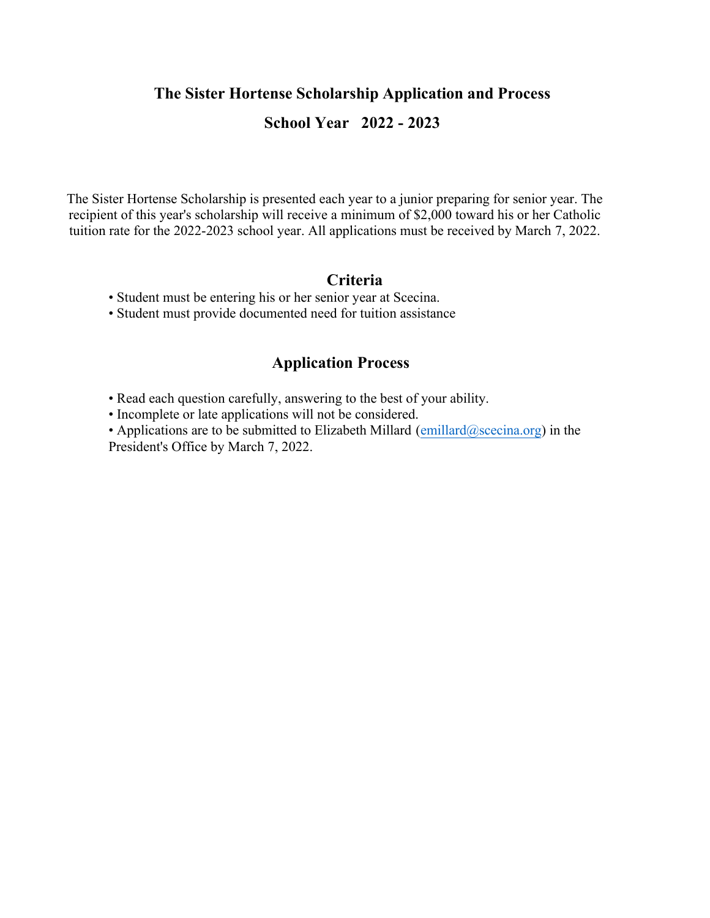# The Sister Hortense Scholarship Application and Process

## School Year 2022 - 2023

The Sister Hortense Scholarship is presented each year to a junior preparing for senior year. The recipient of this year's scholarship will receive a minimum of $2,000 toward his or her Catholic tuition rate for the 2022-2023 school year. All applications must be received by March 7, 2022.

### Criteria

- Student must be entering his or her senior year at Scecina.
- Student must provide documented need for tuition assistance

### Application Process

- Read each question carefully, answering to the best of your ability.
- Incomplete or late applications will not be considered.
- Applications are to be submitted to Elizabeth Millard (emillard@scecina.org) in the President's Office by March 7, 2022.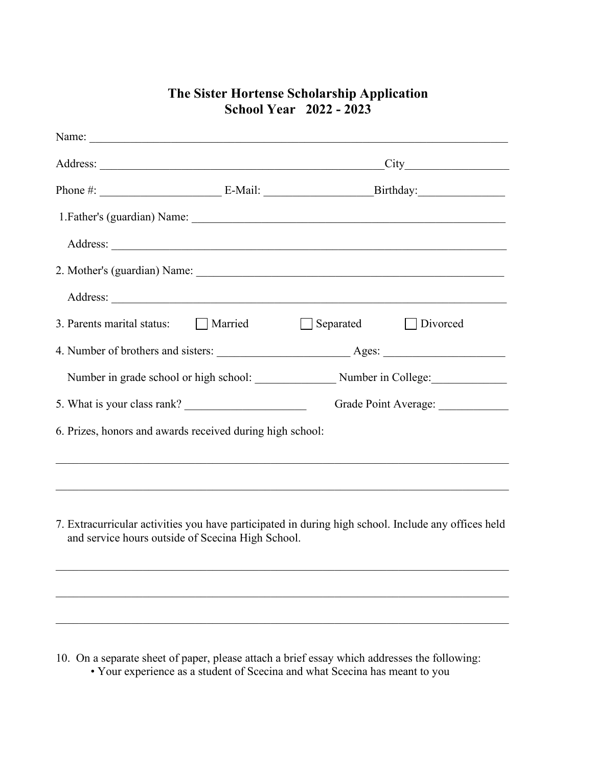# The Sister Hortense Scholarship Application
## School Year 2022 - 2023

Name: ______________________________________________________________________________

Address: ____________________________________________________City__________________

Phone #: _____________________ E-Mail: ___________________Birthday:_______________

1. Father's (guardian) Name: _______________________________________________________

   Address: ____________________________________________________________________

2. Mother's (guardian) Name: ______________________________________________________

   Address: ____________________________________________________________________

3. Parents marital status: ☐ Married ☐ Separated ☐ Divorced

4. Number of brothers and sisters: _______________________ Ages: _____________________

   Number in grade school or high school: ______________ Number in College:_____________

5. What is your class rank? _____________________ Grade Point Average: ____________

6. Prizes, honors and awards received during high school:

______________________________________________________________________________

______________________________________________________________________________

7. Extracurricular activities you have participated in during high school. Include any offices held and service hours outside of Scecina High School.

______________________________________________________________________________

______________________________________________________________________________

______________________________________________________________________________

10. On a separate sheet of paper, please attach a brief essay which addresses the following:
    - Your experience as a student of Scecina and what Scecina has meant to you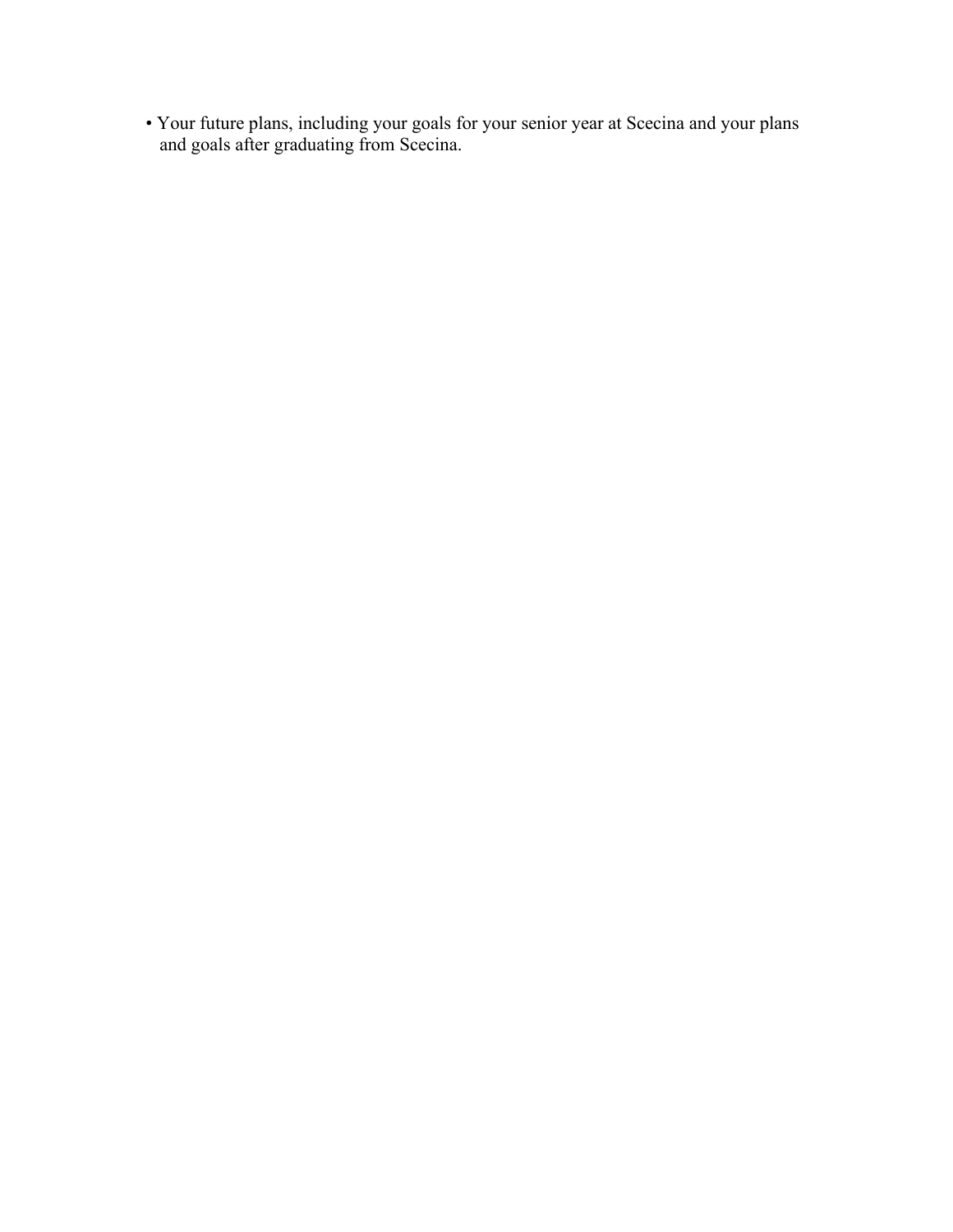- Your future plans, including your goals for your senior year at Scecina and your plans and goals after graduating from Scecina.